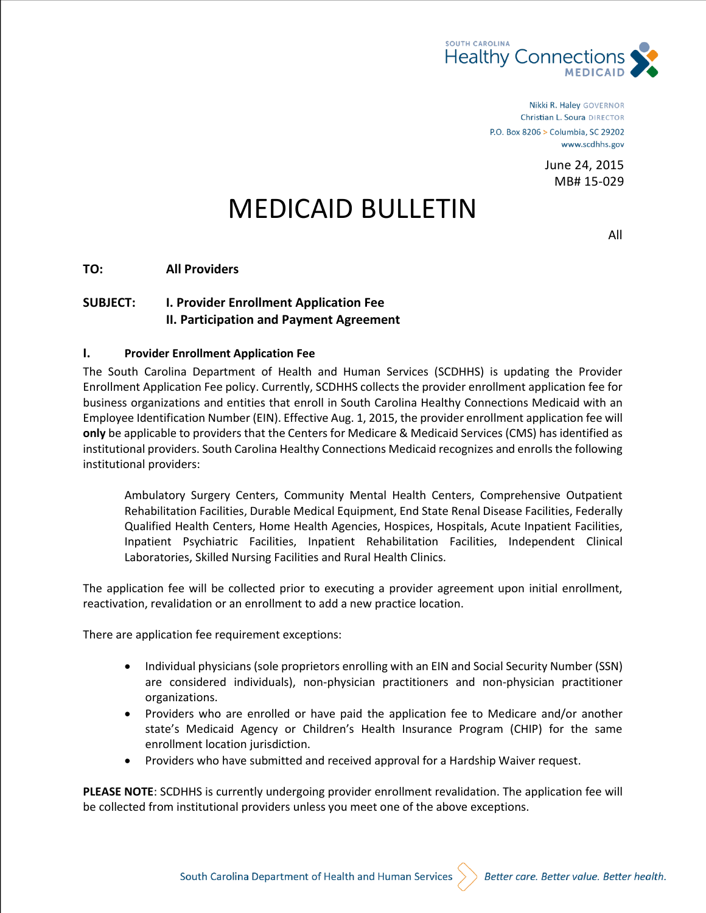SOUTH CAROLINA
Healthy Connections
MEDICAID

Nikki R. Haley GOVERNOR
Christian L. Soura DIRECTOR
P.O. Box 8206 > Columbia, SC 29202
www.scdhhs.gov

June 24, 2015
MB# 15-029

# MEDICAID BULLETIN

All

**TO:** **All Providers**

**SUBJECT:** **I. Provider Enrollment Application Fee**
**II. Participation and Payment Agreement**

## I. Provider Enrollment Application Fee

The South Carolina Department of Health and Human Services (SCDHHS) is updating the Provider Enrollment Application Fee policy. Currently, SCDHHS collects the provider enrollment application fee for business organizations and entities that enroll in South Carolina Healthy Connections Medicaid with an Employee Identification Number (EIN). Effective Aug. 1, 2015, the provider enrollment application fee will **only** be applicable to providers that the Centers for Medicare & Medicaid Services (CMS) has identified as institutional providers. South Carolina Healthy Connections Medicaid recognizes and enrolls the following institutional providers:

> Ambulatory Surgery Centers, Community Mental Health Centers, Comprehensive Outpatient Rehabilitation Facilities, Durable Medical Equipment, End State Renal Disease Facilities, Federally Qualified Health Centers, Home Health Agencies, Hospices, Hospitals, Acute Inpatient Facilities, Inpatient Psychiatric Facilities, Inpatient Rehabilitation Facilities, Independent Clinical Laboratories, Skilled Nursing Facilities and Rural Health Clinics.

The application fee will be collected prior to executing a provider agreement upon initial enrollment, reactivation, revalidation or an enrollment to add a new practice location.

There are application fee requirement exceptions:

- Individual physicians (sole proprietors enrolling with an EIN and Social Security Number (SSN) are considered individuals), non-physician practitioners and non-physician practitioner organizations.
- Providers who are enrolled or have paid the application fee to Medicare and/or another state's Medicaid Agency or Children's Health Insurance Program (CHIP) for the same enrollment location jurisdiction.
- Providers who have submitted and received approval for a Hardship Waiver request.

**PLEASE NOTE**: SCDHHS is currently undergoing provider enrollment revalidation. The application fee will be collected from institutional providers unless you meet one of the above exceptions.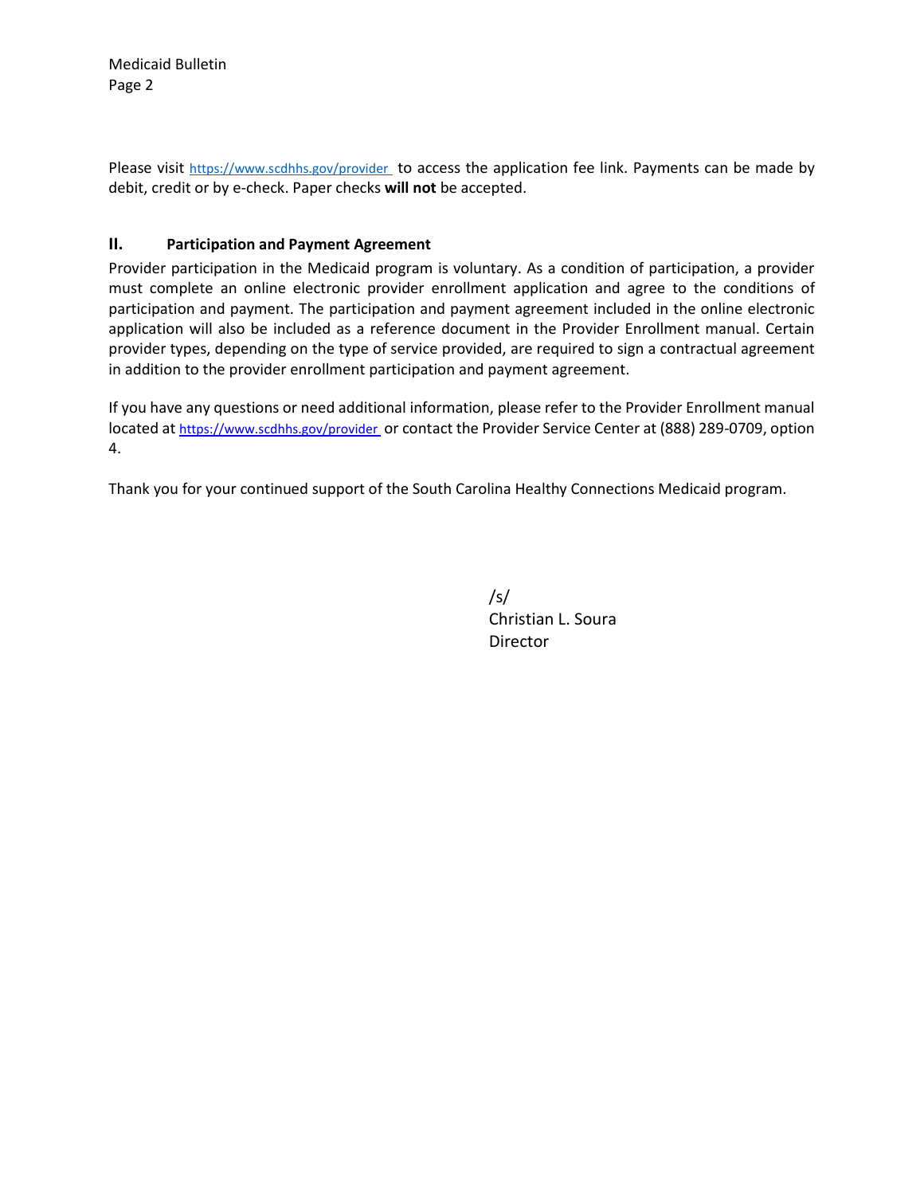Please visit https://www.scdhhs.gov/provider to access the application fee link. Payments can be made by debit, credit or by e-check. Paper checks **will not** be accepted.

## II. Participation and Payment Agreement

Provider participation in the Medicaid program is voluntary. As a condition of participation, a provider must complete an online electronic provider enrollment application and agree to the conditions of participation and payment. The participation and payment agreement included in the online electronic application will also be included as a reference document in the Provider Enrollment manual. Certain provider types, depending on the type of service provided, are required to sign a contractual agreement in addition to the provider enrollment participation and payment agreement.

If you have any questions or need additional information, please refer to the Provider Enrollment manual located at https://www.scdhhs.gov/provider or contact the Provider Service Center at (888) 289-0709, option 4.

Thank you for your continued support of the South Carolina Healthy Connections Medicaid program.

/s/
Christian L. Soura
Director